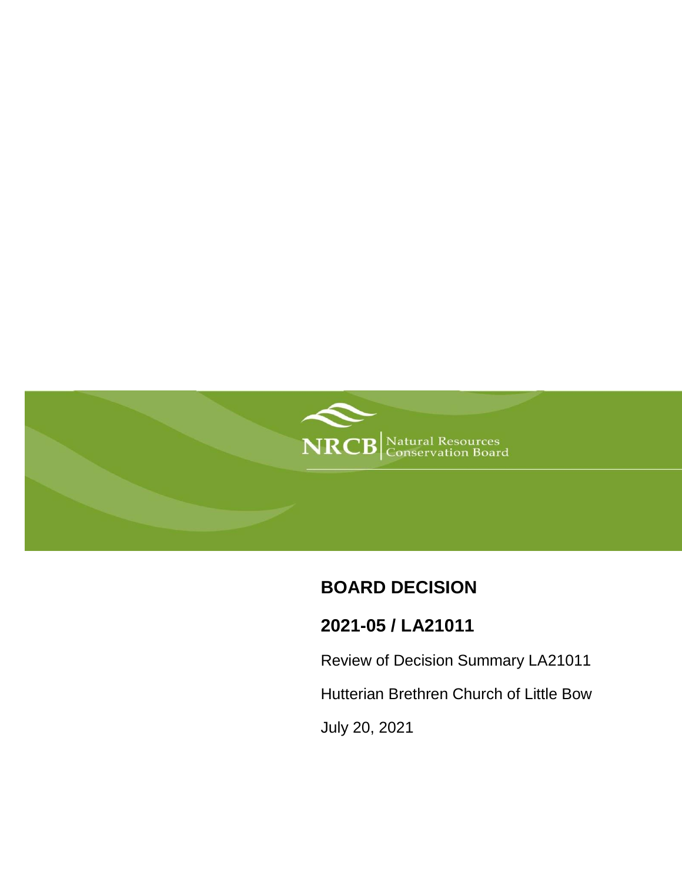NRCB Natural Resources Conservation Board

# BOARD DECISION

## 2021-05 / LA21011

Review of Decision Summary LA21011

Hutterian Brethren Church of Little Bow

July 20, 2021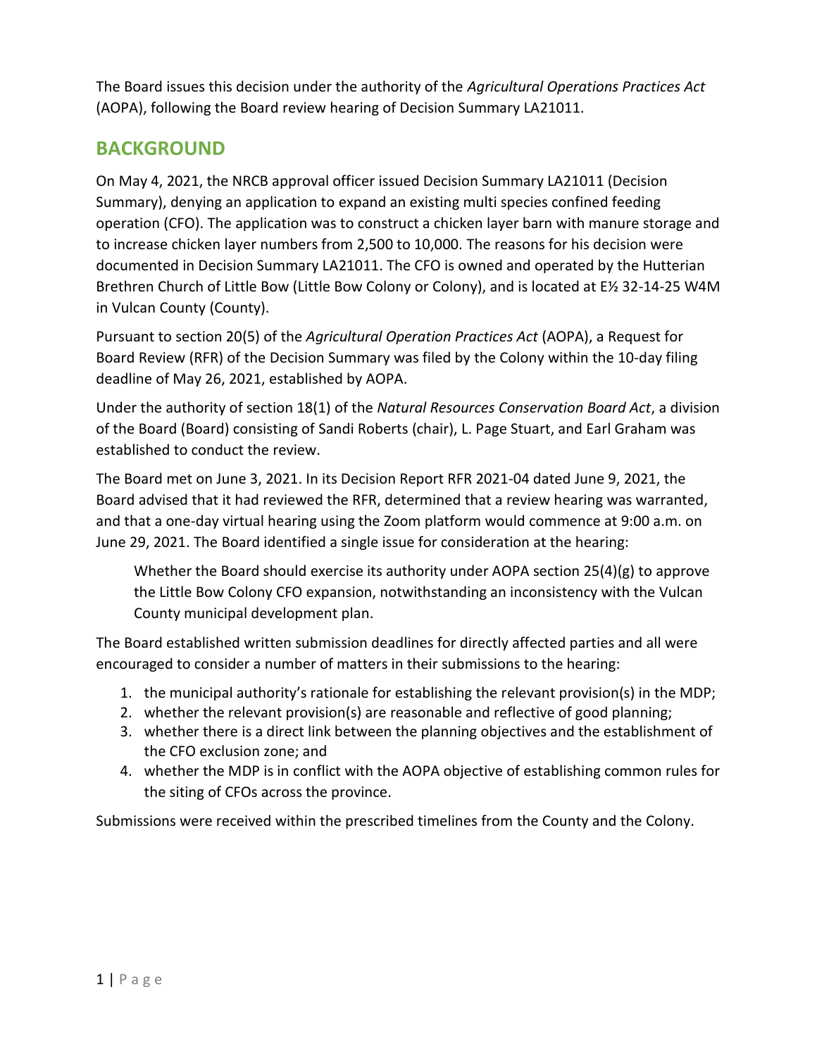The Board issues this decision under the authority of the *Agricultural Operations Practices Act* (AOPA), following the Board review hearing of Decision Summary LA21011.

## BACKGROUND

On May 4, 2021, the NRCB approval officer issued Decision Summary LA21011 (Decision Summary), denying an application to expand an existing multi species confined feeding operation (CFO). The application was to construct a chicken layer barn with manure storage and to increase chicken layer numbers from 2,500 to 10,000. The reasons for his decision were documented in Decision Summary LA21011. The CFO is owned and operated by the Hutterian Brethren Church of Little Bow (Little Bow Colony or Colony), and is located at E½ 32-14-25 W4M in Vulcan County (County).

Pursuant to section 20(5) of the *Agricultural Operation Practices Act* (AOPA), a Request for Board Review (RFR) of the Decision Summary was filed by the Colony within the 10-day filing deadline of May 26, 2021, established by AOPA.

Under the authority of section 18(1) of the *Natural Resources Conservation Board Act*, a division of the Board (Board) consisting of Sandi Roberts (chair), L. Page Stuart, and Earl Graham was established to conduct the review.

The Board met on June 3, 2021. In its Decision Report RFR 2021-04 dated June 9, 2021, the Board advised that it had reviewed the RFR, determined that a review hearing was warranted, and that a one-day virtual hearing using the Zoom platform would commence at 9:00 a.m. on June 29, 2021. The Board identified a single issue for consideration at the hearing:

> Whether the Board should exercise its authority under AOPA section 25(4)(g) to approve the Little Bow Colony CFO expansion, notwithstanding an inconsistency with the Vulcan County municipal development plan.

The Board established written submission deadlines for directly affected parties and all were encouraged to consider a number of matters in their submissions to the hearing:

1. the municipal authority's rationale for establishing the relevant provision(s) in the MDP;
2. whether the relevant provision(s) are reasonable and reflective of good planning;
3. whether there is a direct link between the planning objectives and the establishment of the CFO exclusion zone; and
4. whether the MDP is in conflict with the AOPA objective of establishing common rules for the siting of CFOs across the province.

Submissions were received within the prescribed timelines from the County and the Colony.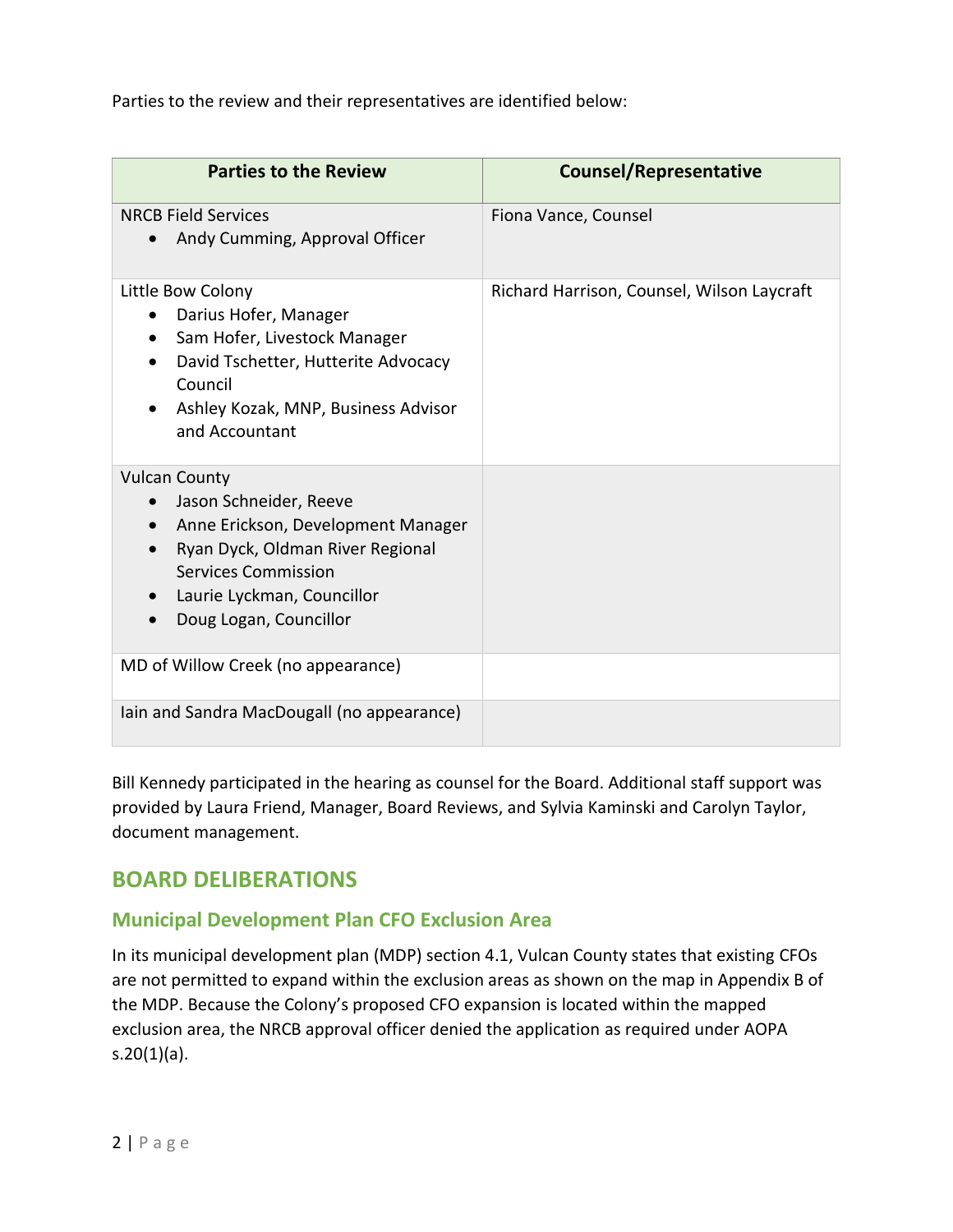Parties to the review and their representatives are identified below:

| Parties to the Review | Counsel/Representative |
| --- | --- |
| NRCB Field Services<br>• Andy Cumming, Approval Officer | Fiona Vance, Counsel |
| Little Bow Colony<br>• Darius Hofer, Manager<br>• Sam Hofer, Livestock Manager<br>• David Tschetter, Hutterite Advocacy Council<br>• Ashley Kozak, MNP, Business Advisor and Accountant | Richard Harrison, Counsel, Wilson Laycraft |
| Vulcan County<br>• Jason Schneider, Reeve<br>• Anne Erickson, Development Manager<br>• Ryan Dyck, Oldman River Regional Services Commission<br>• Laurie Lyckman, Councillor<br>• Doug Logan, Councillor | |
| MD of Willow Creek (no appearance) | |
| Iain and Sandra MacDougall (no appearance) | |

Bill Kennedy participated in the hearing as counsel for the Board. Additional staff support was provided by Laura Friend, Manager, Board Reviews, and Sylvia Kaminski and Carolyn Taylor, document management.

## BOARD DELIBERATIONS

### Municipal Development Plan CFO Exclusion Area

In its municipal development plan (MDP) section 4.1, Vulcan County states that existing CFOs are not permitted to expand within the exclusion areas as shown on the map in Appendix B of the MDP. Because the Colony's proposed CFO expansion is located within the mapped exclusion area, the NRCB approval officer denied the application as required under AOPA s.20(1)(a).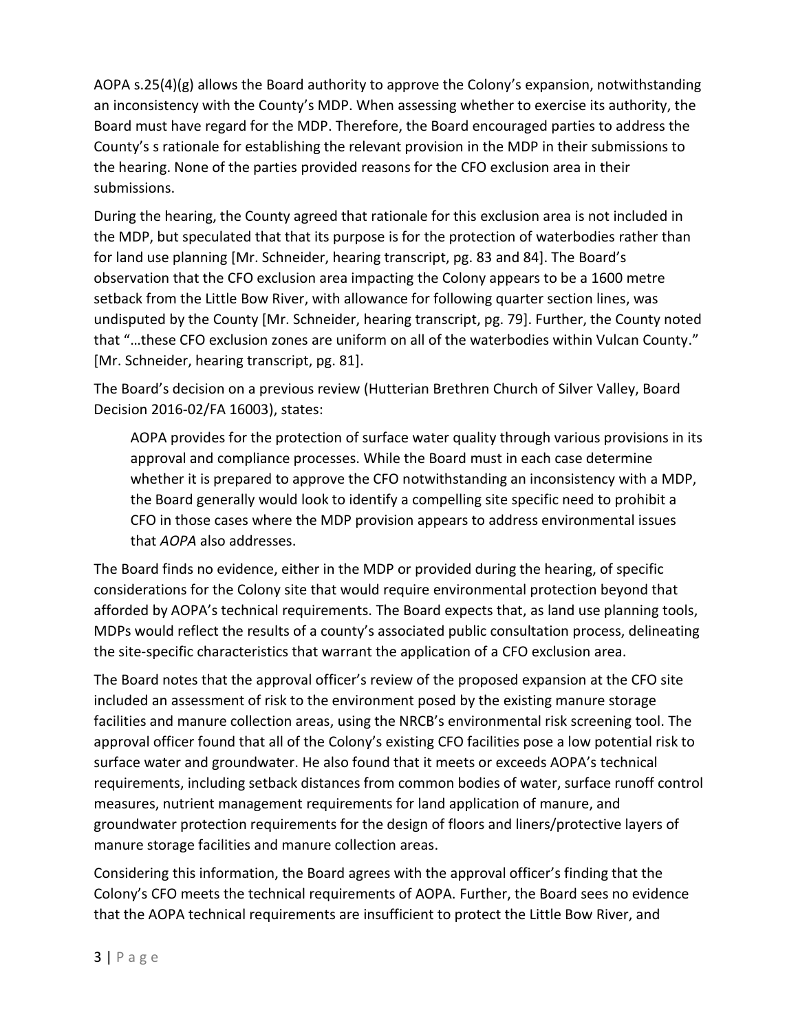AOPA s.25(4)(g) allows the Board authority to approve the Colony's expansion, notwithstanding an inconsistency with the County's MDP. When assessing whether to exercise its authority, the Board must have regard for the MDP. Therefore, the Board encouraged parties to address the County's s rationale for establishing the relevant provision in the MDP in their submissions to the hearing. None of the parties provided reasons for the CFO exclusion area in their submissions.

During the hearing, the County agreed that rationale for this exclusion area is not included in the MDP, but speculated that that its purpose is for the protection of waterbodies rather than for land use planning [Mr. Schneider, hearing transcript, pg. 83 and 84]. The Board's observation that the CFO exclusion area impacting the Colony appears to be a 1600 metre setback from the Little Bow River, with allowance for following quarter section lines, was undisputed by the County [Mr. Schneider, hearing transcript, pg. 79]. Further, the County noted that "…these CFO exclusion zones are uniform on all of the waterbodies within Vulcan County." [Mr. Schneider, hearing transcript, pg. 81].

The Board's decision on a previous review (Hutterian Brethren Church of Silver Valley, Board Decision 2016-02/FA 16003), states:

> AOPA provides for the protection of surface water quality through various provisions in its approval and compliance processes. While the Board must in each case determine whether it is prepared to approve the CFO notwithstanding an inconsistency with a MDP, the Board generally would look to identify a compelling site specific need to prohibit a CFO in those cases where the MDP provision appears to address environmental issues that *AOPA* also addresses.

The Board finds no evidence, either in the MDP or provided during the hearing, of specific considerations for the Colony site that would require environmental protection beyond that afforded by AOPA's technical requirements. The Board expects that, as land use planning tools, MDPs would reflect the results of a county's associated public consultation process, delineating the site-specific characteristics that warrant the application of a CFO exclusion area.

The Board notes that the approval officer's review of the proposed expansion at the CFO site included an assessment of risk to the environment posed by the existing manure storage facilities and manure collection areas, using the NRCB's environmental risk screening tool. The approval officer found that all of the Colony's existing CFO facilities pose a low potential risk to surface water and groundwater. He also found that it meets or exceeds AOPA's technical requirements, including setback distances from common bodies of water, surface runoff control measures, nutrient management requirements for land application of manure, and groundwater protection requirements for the design of floors and liners/protective layers of manure storage facilities and manure collection areas.

Considering this information, the Board agrees with the approval officer's finding that the Colony's CFO meets the technical requirements of AOPA. Further, the Board sees no evidence that the AOPA technical requirements are insufficient to protect the Little Bow River, and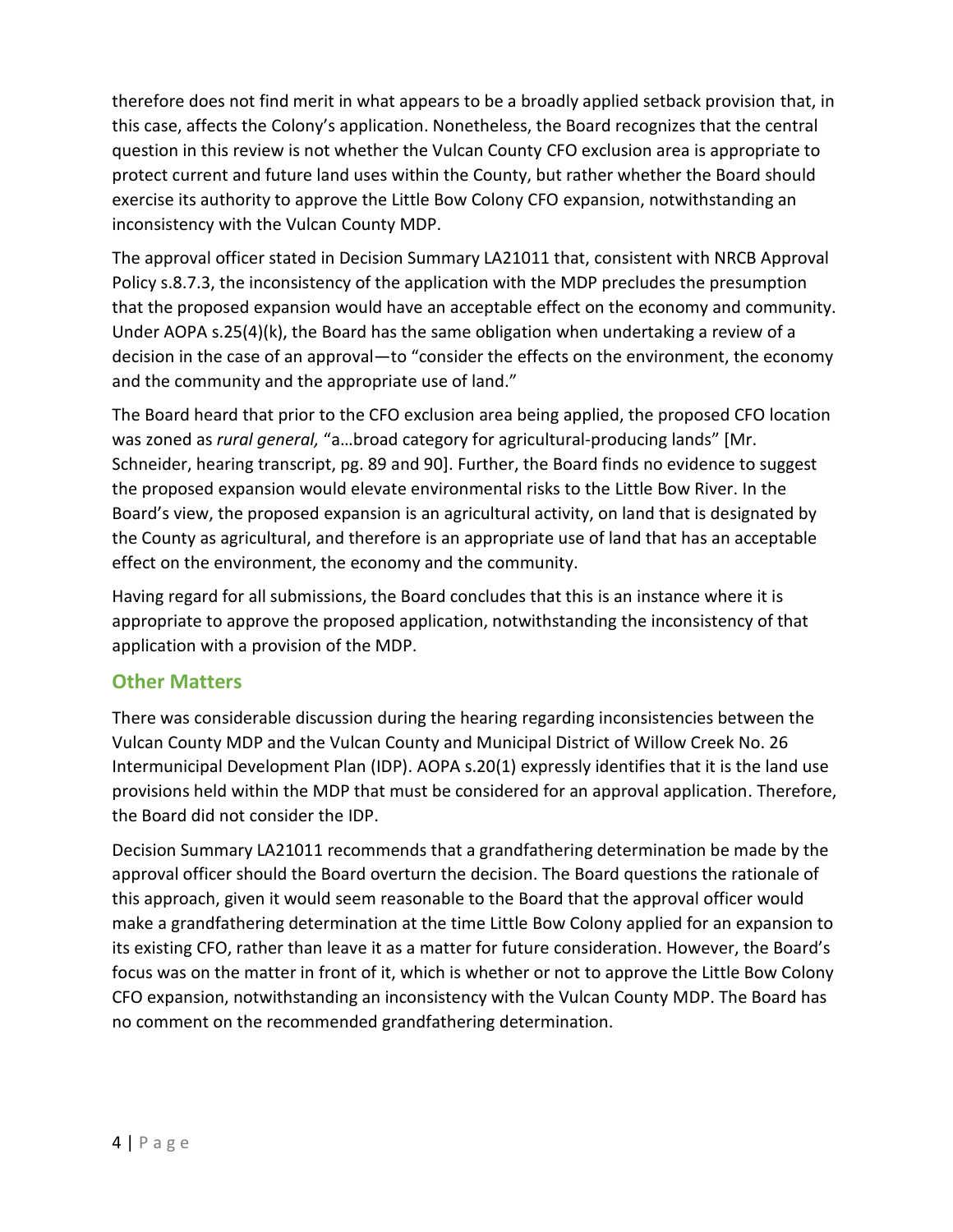therefore does not find merit in what appears to be a broadly applied setback provision that, in this case, affects the Colony's application. Nonetheless, the Board recognizes that the central question in this review is not whether the Vulcan County CFO exclusion area is appropriate to protect current and future land uses within the County, but rather whether the Board should exercise its authority to approve the Little Bow Colony CFO expansion, notwithstanding an inconsistency with the Vulcan County MDP.

The approval officer stated in Decision Summary LA21011 that, consistent with NRCB Approval Policy s.8.7.3, the inconsistency of the application with the MDP precludes the presumption that the proposed expansion would have an acceptable effect on the economy and community. Under AOPA s.25(4)(k), the Board has the same obligation when undertaking a review of a decision in the case of an approval—to "consider the effects on the environment, the economy and the community and the appropriate use of land."

The Board heard that prior to the CFO exclusion area being applied, the proposed CFO location was zoned as *rural general,* "a…broad category for agricultural-producing lands" [Mr. Schneider, hearing transcript, pg. 89 and 90]. Further, the Board finds no evidence to suggest the proposed expansion would elevate environmental risks to the Little Bow River. In the Board's view, the proposed expansion is an agricultural activity, on land that is designated by the County as agricultural, and therefore is an appropriate use of land that has an acceptable effect on the environment, the economy and the community.

Having regard for all submissions, the Board concludes that this is an instance where it is appropriate to approve the proposed application, notwithstanding the inconsistency of that application with a provision of the MDP.

## Other Matters

There was considerable discussion during the hearing regarding inconsistencies between the Vulcan County MDP and the Vulcan County and Municipal District of Willow Creek No. 26 Intermunicipal Development Plan (IDP). AOPA s.20(1) expressly identifies that it is the land use provisions held within the MDP that must be considered for an approval application. Therefore, the Board did not consider the IDP.

Decision Summary LA21011 recommends that a grandfathering determination be made by the approval officer should the Board overturn the decision. The Board questions the rationale of this approach, given it would seem reasonable to the Board that the approval officer would make a grandfathering determination at the time Little Bow Colony applied for an expansion to its existing CFO, rather than leave it as a matter for future consideration. However, the Board's focus was on the matter in front of it, which is whether or not to approve the Little Bow Colony CFO expansion, notwithstanding an inconsistency with the Vulcan County MDP. The Board has no comment on the recommended grandfathering determination.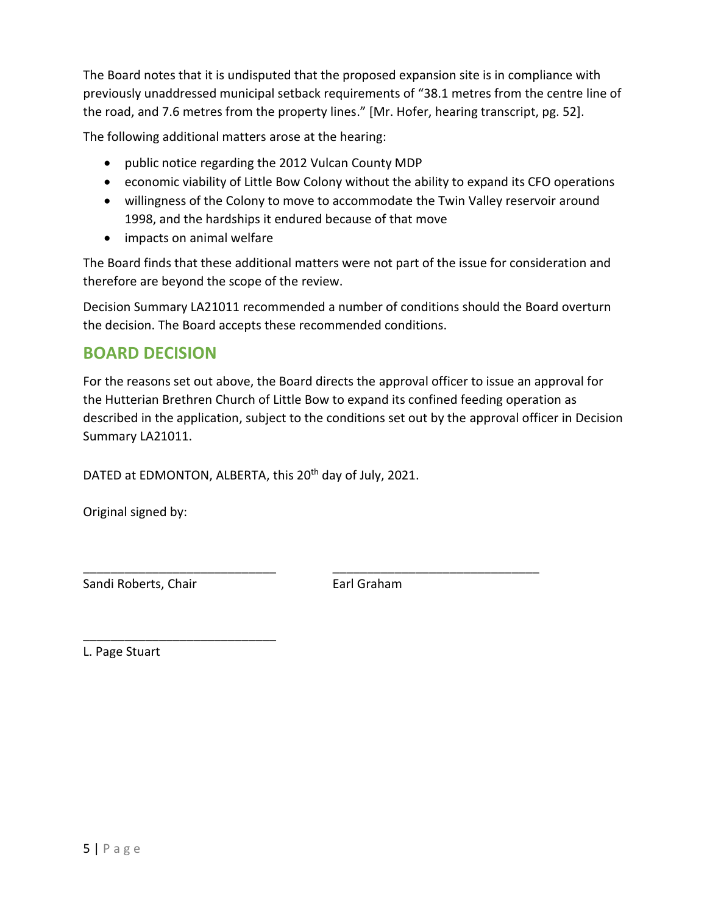The Board notes that it is undisputed that the proposed expansion site is in compliance with previously unaddressed municipal setback requirements of "38.1 metres from the centre line of the road, and 7.6 metres from the property lines." [Mr. Hofer, hearing transcript, pg. 52].

The following additional matters arose at the hearing:

- public notice regarding the 2012 Vulcan County MDP
- economic viability of Little Bow Colony without the ability to expand its CFO operations
- willingness of the Colony to move to accommodate the Twin Valley reservoir around 1998, and the hardships it endured because of that move
- impacts on animal welfare

The Board finds that these additional matters were not part of the issue for consideration and therefore are beyond the scope of the review.

Decision Summary LA21011 recommended a number of conditions should the Board overturn the decision. The Board accepts these recommended conditions.

## BOARD DECISION

For the reasons set out above, the Board directs the approval officer to issue an approval for the Hutterian Brethren Church of Little Bow to expand its confined feeding operation as described in the application, subject to the conditions set out by the approval officer in Decision Summary LA21011.

DATED at EDMONTON, ALBERTA, this 20th day of July, 2021.

Original signed by:

\_\_\_\_\_\_\_\_\_\_\_\_\_\_\_\_\_\_\_\_\_\_\_\_\_\_\_\_
Sandi Roberts, Chair

\_\_\_\_\_\_\_\_\_\_\_\_\_\_\_\_\_\_\_\_\_\_\_\_\_\_\_\_
Earl Graham

\_\_\_\_\_\_\_\_\_\_\_\_\_\_\_\_\_\_\_\_\_\_\_\_\_\_\_\_
L. Page Stuart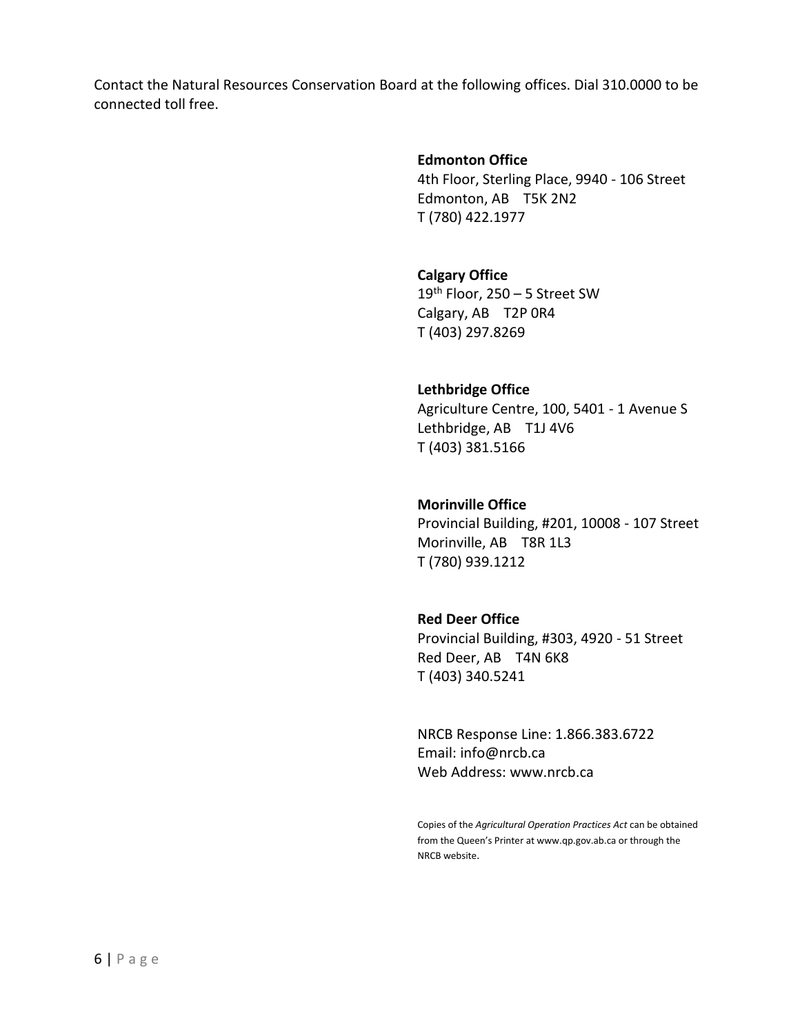Contact the Natural Resources Conservation Board at the following offices. Dial 310.0000 to be connected toll free.

**Edmonton Office**
4th Floor, Sterling Place, 9940 - 106 Street
Edmonton, AB T5K 2N2
T (780) 422.1977

**Calgary Office**
19th Floor, 250 – 5 Street SW
Calgary, AB T2P 0R4
T (403) 297.8269

**Lethbridge Office**
Agriculture Centre, 100, 5401 - 1 Avenue S
Lethbridge, AB T1J 4V6
T (403) 381.5166

**Morinville Office**
Provincial Building, #201, 10008 - 107 Street
Morinville, AB T8R 1L3
T (780) 939.1212

**Red Deer Office**
Provincial Building, #303, 4920 - 51 Street
Red Deer, AB T4N 6K8
T (403) 340.5241

NRCB Response Line: 1.866.383.6722
Email: info@nrcb.ca
Web Address: www.nrcb.ca

Copies of the *Agricultural Operation Practices Act* can be obtained from the Queen's Printer at www.qp.gov.ab.ca or through the NRCB website.